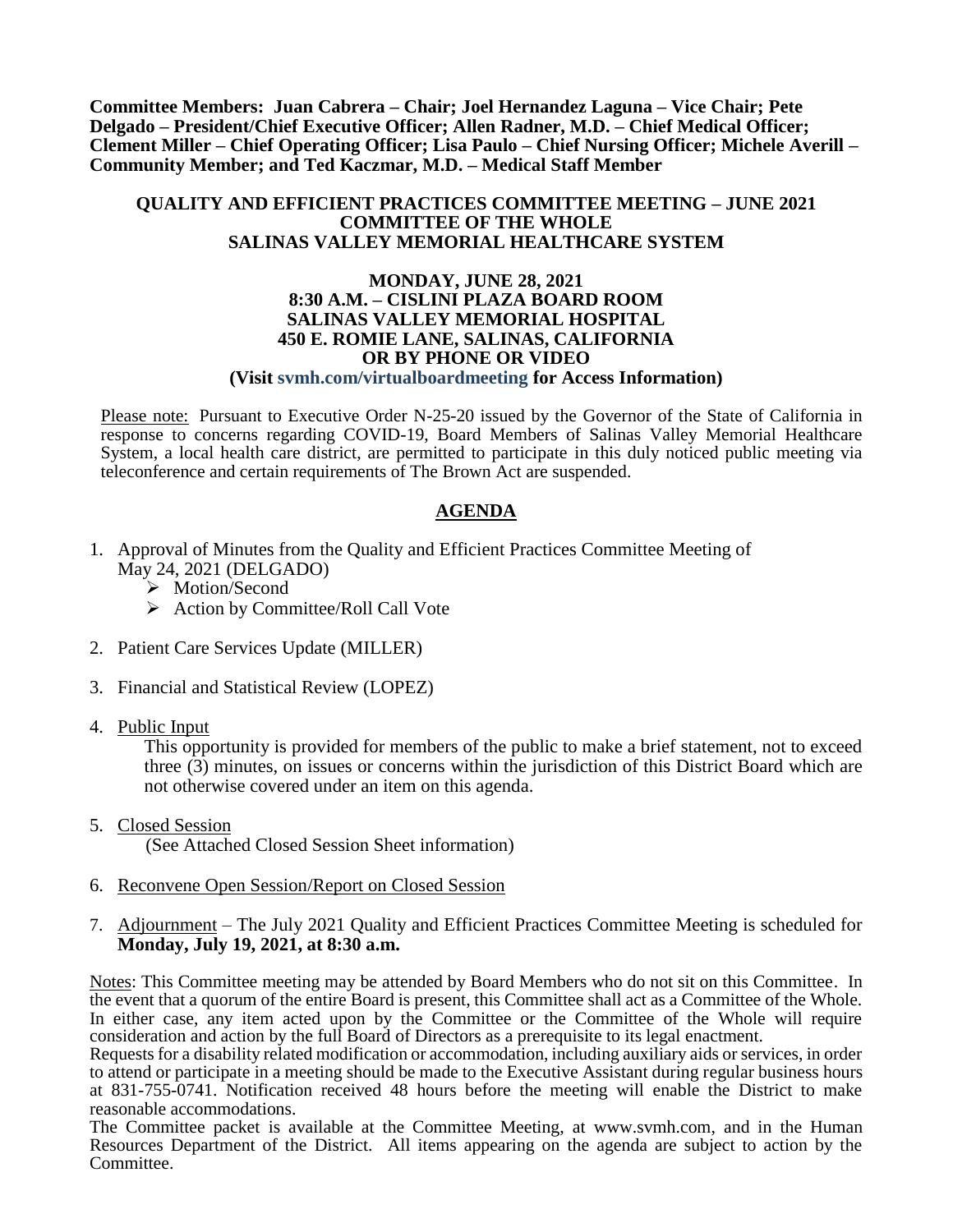**Committee Members: Juan Cabrera – Chair; Joel Hernandez Laguna – Vice Chair; Pete Delgado – President/Chief Executive Officer; Allen Radner, M.D. – Chief Medical Officer; Clement Miller – Chief Operating Officer; Lisa Paulo – Chief Nursing Officer; Michele Averill – Community Member; and Ted Kaczmar, M.D. – Medical Staff Member**

**QUALITY AND EFFICIENT PRACTICES COMMITTEE MEETING – JUNE 2021**
**COMMITTEE OF THE WHOLE**
**SALINAS VALLEY MEMORIAL HEALTHCARE SYSTEM**

**MONDAY, JUNE 28, 2021**
**8:30 A.M. – CISLINI PLAZA BOARD ROOM**
**SALINAS VALLEY MEMORIAL HOSPITAL**
**450 E. ROMIE LANE, SALINAS, CALIFORNIA**
**OR BY PHONE OR VIDEO**
**(Visit svmh.com/virtualboardmeeting for Access Information)**

Please note: Pursuant to Executive Order N-25-20 issued by the Governor of the State of California in response to concerns regarding COVID-19, Board Members of Salinas Valley Memorial Healthcare System, a local health care district, are permitted to participate in this duly noticed public meeting via teleconference and certain requirements of The Brown Act are suspended.

## AGENDA

1. Approval of Minutes from the Quality and Efficient Practices Committee Meeting of May 24, 2021 (DELGADO)
   - Motion/Second
   - Action by Committee/Roll Call Vote
2. Patient Care Services Update (MILLER)
3. Financial and Statistical Review (LOPEZ)
4. Public Input
   This opportunity is provided for members of the public to make a brief statement, not to exceed three (3) minutes, on issues or concerns within the jurisdiction of this District Board which are not otherwise covered under an item on this agenda.
5. Closed Session
   (See Attached Closed Session Sheet information)
6. Reconvene Open Session/Report on Closed Session
7. Adjournment – The July 2021 Quality and Efficient Practices Committee Meeting is scheduled for **Monday, July 19, 2021, at 8:30 a.m.**

Notes: This Committee meeting may be attended by Board Members who do not sit on this Committee. In the event that a quorum of the entire Board is present, this Committee shall act as a Committee of the Whole. In either case, any item acted upon by the Committee or the Committee of the Whole will require consideration and action by the full Board of Directors as a prerequisite to its legal enactment.

Requests for a disability related modification or accommodation, including auxiliary aids or services, in order to attend or participate in a meeting should be made to the Executive Assistant during regular business hours at 831-755-0741. Notification received 48 hours before the meeting will enable the District to make reasonable accommodations.

The Committee packet is available at the Committee Meeting, at www.svmh.com, and in the Human Resources Department of the District. All items appearing on the agenda are subject to action by the Committee.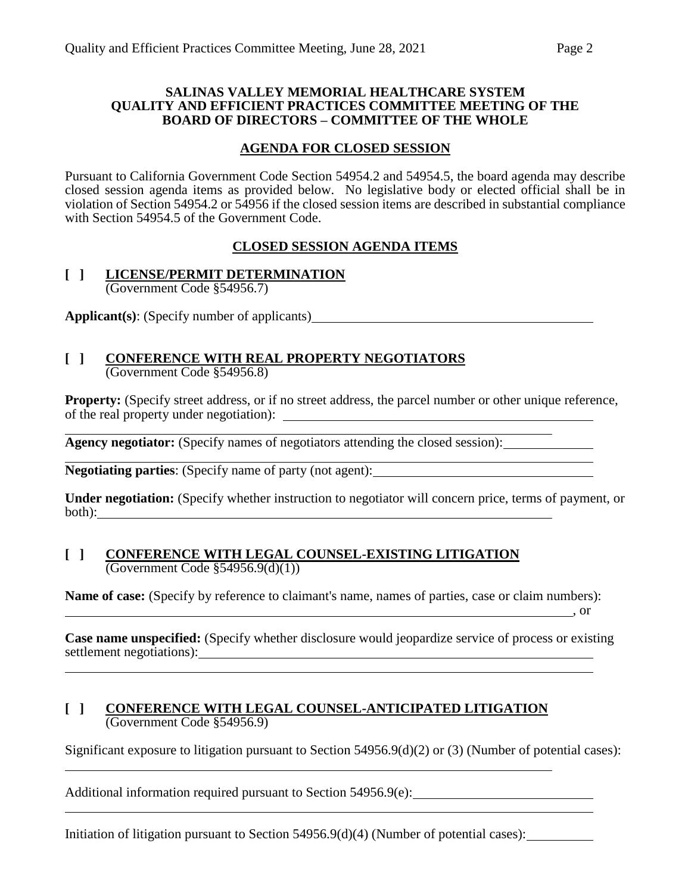**SALINAS VALLEY MEMORIAL HEALTHCARE SYSTEM**
**QUALITY AND EFFICIENT PRACTICES COMMITTEE MEETING OF THE BOARD OF DIRECTORS – COMMITTEE OF THE WHOLE**

**AGENDA FOR CLOSED SESSION**

Pursuant to California Government Code Section 54954.2 and 54954.5, the board agenda may describe closed session agenda items as provided below. No legislative body or elected official shall be in violation of Section 54954.2 or 54956 if the closed session items are described in substantial compliance with Section 54954.5 of the Government Code.

**CLOSED SESSION AGENDA ITEMS**

**[ ] LICENSE/PERMIT DETERMINATION**
(Government Code §54956.7)

**Applicant(s)**: (Specify number of applicants)\_\_\_\_\_\_\_\_\_\_\_\_\_\_\_\_\_\_\_\_\_\_\_\_\_\_\_\_\_\_\_\_

**[ ] CONFERENCE WITH REAL PROPERTY NEGOTIATORS**
(Government Code §54956.8)

**Property:** (Specify street address, or if no street address, the parcel number or other unique reference, of the real property under negotiation): \_\_\_\_\_\_\_\_\_\_\_\_\_\_\_\_\_\_\_\_\_\_\_\_\_\_\_\_\_\_\_\_\_\_\_\_\_\_\_\_

\_\_\_\_\_\_\_\_\_\_\_\_\_\_\_\_\_\_\_\_\_\_\_\_\_\_\_\_\_\_\_\_\_\_\_\_\_\_\_\_\_\_\_\_\_\_\_\_\_\_\_\_\_\_\_\_\_\_\_\_\_\_\_\_

**Agency negotiator:** (Specify names of negotiators attending the closed session):\_\_\_\_\_\_\_\_\_\_\_\_

\_\_\_\_\_\_\_\_\_\_\_\_\_\_\_\_\_\_\_\_\_\_\_\_\_\_\_\_\_\_\_\_\_\_\_\_\_\_\_\_\_\_\_\_\_\_\_\_\_\_\_\_\_\_\_\_\_\_\_\_\_\_\_\_\_\_\_\_\_\_\_\_

**Negotiating parties**: (Specify name of party (not agent):\_\_\_\_\_\_\_\_\_\_\_\_\_\_\_\_\_\_\_\_\_\_\_\_\_\_\_\_\_\_

**Under negotiation:** (Specify whether instruction to negotiator will concern price, terms of payment, or both):\_\_\_\_\_\_\_\_\_\_\_\_\_\_\_\_\_\_\_\_\_\_\_\_\_\_\_\_\_\_\_\_\_\_\_\_\_\_\_\_\_\_\_\_\_\_\_\_\_\_\_\_\_\_\_\_\_\_\_\_

**[ ] CONFERENCE WITH LEGAL COUNSEL-EXISTING LITIGATION**
(Government Code §54956.9(d)(1))

**Name of case:** (Specify by reference to claimant's name, names of parties, case or claim numbers):
\_\_\_\_\_\_\_\_\_\_\_\_\_\_\_\_\_\_\_\_\_\_\_\_\_\_\_\_\_\_\_\_\_\_\_\_\_\_\_\_\_\_\_\_\_\_\_\_\_\_\_\_\_\_\_\_\_\_\_\_\_\_\_\_\_\_\_\_\_\_, or

**Case name unspecified:** (Specify whether disclosure would jeopardize service of process or existing settlement negotiations):\_\_\_\_\_\_\_\_\_\_\_\_\_\_\_\_\_\_\_\_\_\_\_\_\_\_\_\_\_\_\_\_\_\_\_\_\_\_\_\_\_\_\_\_\_\_\_\_\_\_\_

\_\_\_\_\_\_\_\_\_\_\_\_\_\_\_\_\_\_\_\_\_\_\_\_\_\_\_\_\_\_\_\_\_\_\_\_\_\_\_\_\_\_\_\_\_\_\_\_\_\_\_\_\_\_\_\_\_\_\_\_\_\_\_\_\_\_\_\_\_\_\_\_

**[ ] CONFERENCE WITH LEGAL COUNSEL-ANTICIPATED LITIGATION**
(Government Code §54956.9)

Significant exposure to litigation pursuant to Section 54956.9(d)(2) or (3) (Number of potential cases):

\_\_\_\_\_\_\_\_\_\_\_\_\_\_\_\_\_\_\_\_\_\_\_\_\_\_\_\_\_\_\_\_\_\_\_\_\_\_\_\_\_\_\_\_\_\_\_\_\_\_\_\_\_\_\_\_\_\_\_\_\_\_\_\_

Additional information required pursuant to Section 54956.9(e):\_\_\_\_\_\_\_\_\_\_\_\_\_\_\_\_\_\_\_\_\_\_\_\_

\_\_\_\_\_\_\_\_\_\_\_\_\_\_\_\_\_\_\_\_\_\_\_\_\_\_\_\_\_\_\_\_\_\_\_\_\_\_\_\_\_\_\_\_\_\_\_\_\_\_\_\_\_\_\_\_\_\_\_\_\_\_\_\_\_\_\_\_\_\_\_\_

Initiation of litigation pursuant to Section 54956.9(d)(4) (Number of potential cases):\_\_\_\_\_\_\_\_\_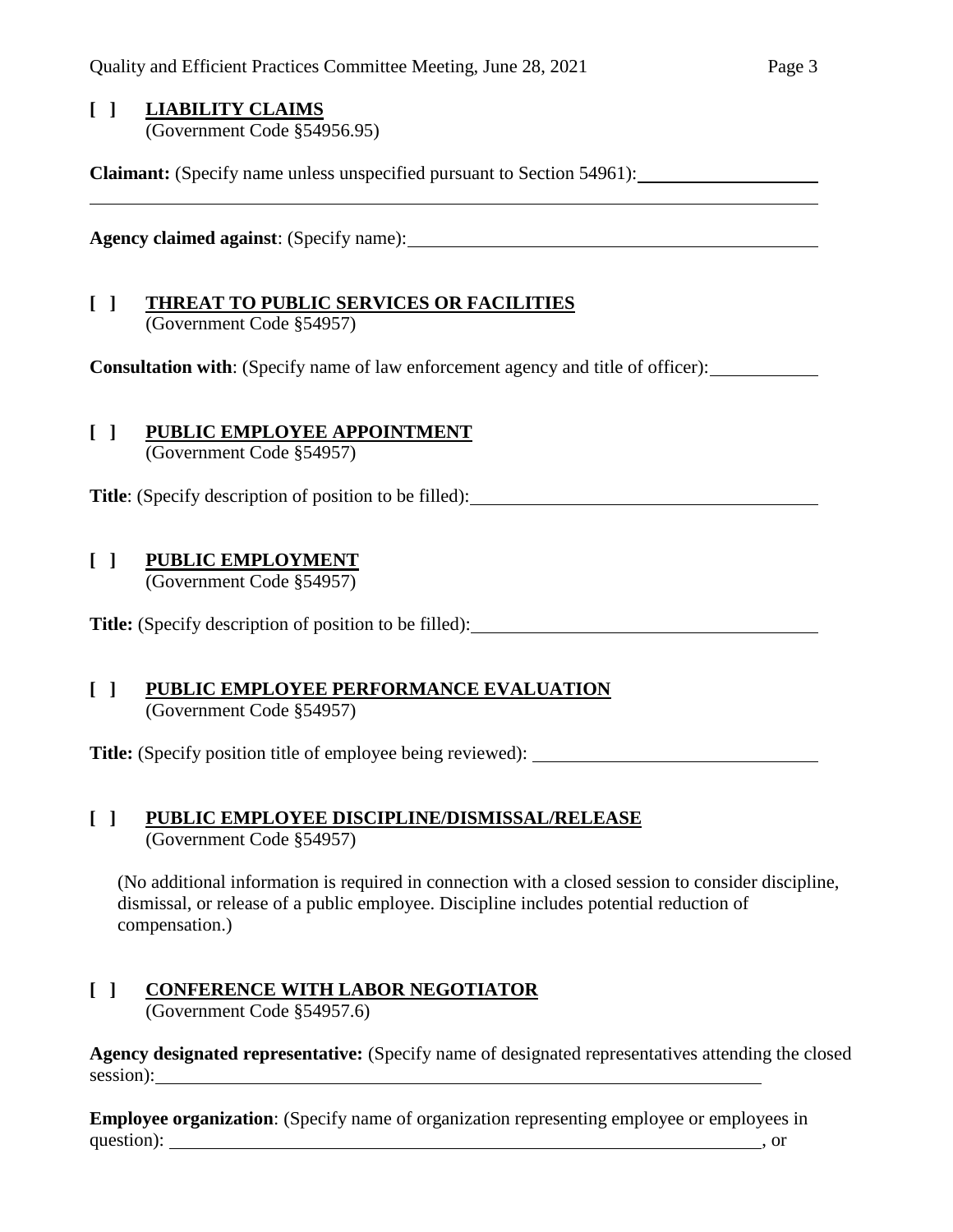**[ ] LIABILITY CLAIMS**
(Government Code §54956.95)

**Claimant:** (Specify name unless unspecified pursuant to Section 54961): ____________________

________________________________________________________________________________

**Agency claimed against**: (Specify name): ____________________________________________

**[ ] THREAT TO PUBLIC SERVICES OR FACILITIES**
(Government Code §54957)

**Consultation with**: (Specify name of law enforcement agency and title of officer): ____________

**[ ] PUBLIC EMPLOYEE APPOINTMENT**
(Government Code §54957)

**Title**: (Specify description of position to be filled): _____________________________________

**[ ] PUBLIC EMPLOYMENT**
(Government Code §54957)

**Title:** (Specify description of position to be filled): _____________________________________

**[ ] PUBLIC EMPLOYEE PERFORMANCE EVALUATION**
(Government Code §54957)

**Title:** (Specify position title of employee being reviewed): ________________________________

**[ ] PUBLIC EMPLOYEE DISCIPLINE/DISMISSAL/RELEASE**
(Government Code §54957)

(No additional information is required in connection with a closed session to consider discipline, dismissal, or release of a public employee. Discipline includes potential reduction of compensation.)

**[ ] CONFERENCE WITH LABOR NEGOTIATOR**
(Government Code §54957.6)

**Agency designated representative:** (Specify name of designated representatives attending the closed session): ______________________________________________________________________

**Employee organization**: (Specify name of organization representing employee or employees in question): ______________________________________________________________________, or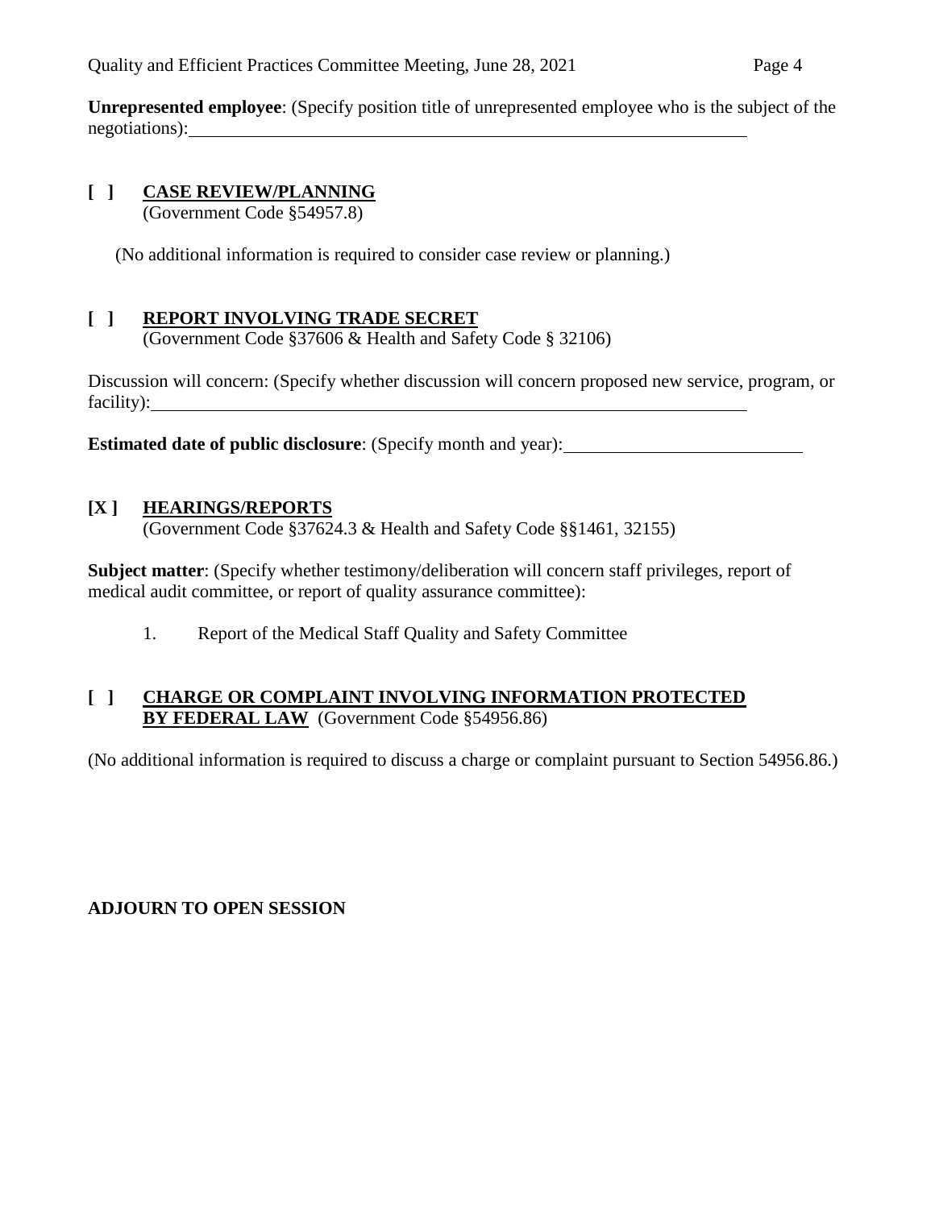**Unrepresented employee**: (Specify position title of unrepresented employee who is the subject of the negotiations):\_\_\_\_\_\_\_\_\_\_\_\_\_\_\_\_\_\_\_\_\_\_\_\_\_\_\_\_\_\_\_\_\_\_\_\_\_\_\_\_\_\_\_\_\_\_\_\_\_\_\_\_\_\_\_\_\_\_\_\_

**[ ] CASE REVIEW/PLANNING**
(Government Code §54957.8)

(No additional information is required to consider case review or planning.)

**[ ] REPORT INVOLVING TRADE SECRET**
(Government Code §37606 & Health and Safety Code § 32106)

Discussion will concern: (Specify whether discussion will concern proposed new service, program, or facility):\_\_\_\_\_\_\_\_\_\_\_\_\_\_\_\_\_\_\_\_\_\_\_\_\_\_\_\_\_\_\_\_\_\_\_\_\_\_\_\_\_\_\_\_\_\_\_\_\_\_\_\_\_\_\_\_\_\_\_\_

**Estimated date of public disclosure**: (Specify month and year):\_\_\_\_\_\_\_\_\_\_\_\_\_\_\_\_\_\_\_\_\_\_\_\_\_\_

**[X ] HEARINGS/REPORTS**
(Government Code §37624.3 & Health and Safety Code §§1461, 32155)

**Subject matter**: (Specify whether testimony/deliberation will concern staff privileges, report of medical audit committee, or report of quality assurance committee):

1. Report of the Medical Staff Quality and Safety Committee

**[ ] CHARGE OR COMPLAINT INVOLVING INFORMATION PROTECTED BY FEDERAL LAW** (Government Code §54956.86)

(No additional information is required to discuss a charge or complaint pursuant to Section 54956.86.)

**ADJOURN TO OPEN SESSION**